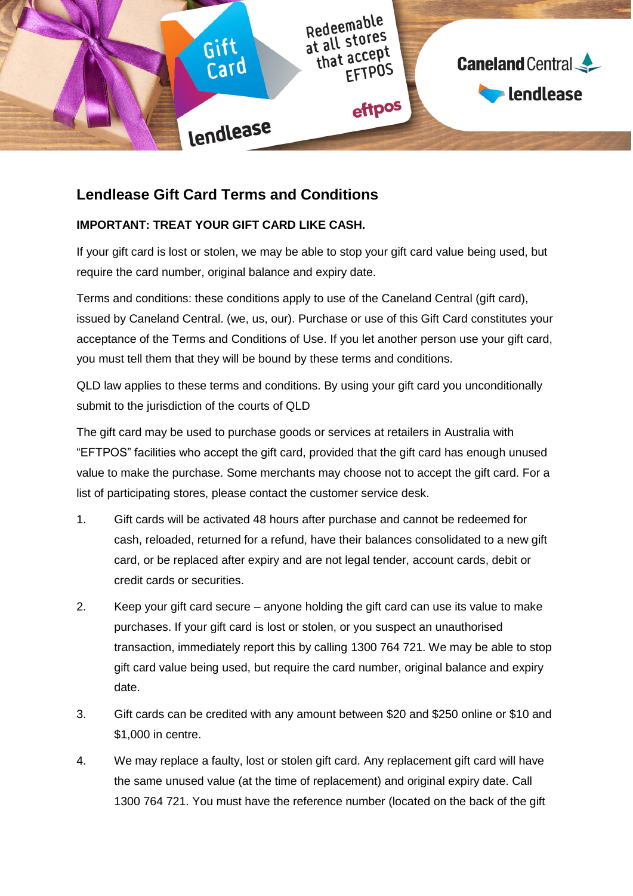# Lendlease Gift Card Terms and Conditions

**IMPORTANT: TREAT YOUR GIFT CARD LIKE CASH.**

If your gift card is lost or stolen, we may be able to stop your gift card value being used, but require the card number, original balance and expiry date.

Terms and conditions: these conditions apply to use of the Caneland Central (gift card), issued by Caneland Central. (we, us, our). Purchase or use of this Gift Card constitutes your acceptance of the Terms and Conditions of Use. If you let another person use your gift card, you must tell them that they will be bound by these terms and conditions.

QLD law applies to these terms and conditions. By using your gift card you unconditionally submit to the jurisdiction of the courts of QLD

The gift card may be used to purchase goods or services at retailers in Australia with "EFTPOS" facilities who accept the gift card, provided that the gift card has enough unused value to make the purchase. Some merchants may choose not to accept the gift card. For a list of participating stores, please contact the customer service desk.

1. Gift cards will be activated 48 hours after purchase and cannot be redeemed for cash, reloaded, returned for a refund, have their balances consolidated to a new gift card, or be replaced after expiry and are not legal tender, account cards, debit or credit cards or securities.
2. Keep your gift card secure – anyone holding the gift card can use its value to make purchases. If your gift card is lost or stolen, or you suspect an unauthorised transaction, immediately report this by calling 1300 764 721. We may be able to stop gift card value being used, but require the card number, original balance and expiry date.
3. Gift cards can be credited with any amount between $20 and $250 online or $10 and $1,000 in centre.
4. We may replace a faulty, lost or stolen gift card. Any replacement gift card will have the same unused value (at the time of replacement) and original expiry date. Call 1300 764 721. You must have the reference number (located on the back of the gift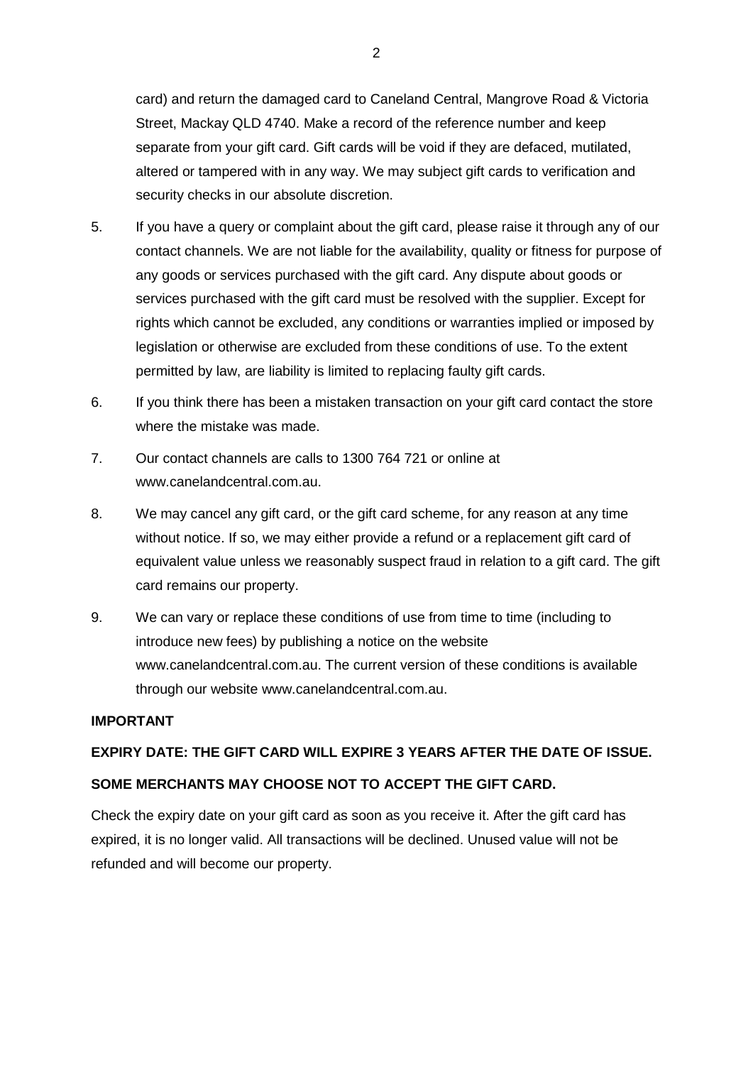card) and return the damaged card to Caneland Central, Mangrove Road & Victoria Street, Mackay QLD 4740. Make a record of the reference number and keep separate from your gift card. Gift cards will be void if they are defaced, mutilated, altered or tampered with in any way. We may subject gift cards to verification and security checks in our absolute discretion.

5. If you have a query or complaint about the gift card, please raise it through any of our contact channels. We are not liable for the availability, quality or fitness for purpose of any goods or services purchased with the gift card. Any dispute about goods or services purchased with the gift card must be resolved with the supplier. Except for rights which cannot be excluded, any conditions or warranties implied or imposed by legislation or otherwise are excluded from these conditions of use. To the extent permitted by law, are liability is limited to replacing faulty gift cards.

6. If you think there has been a mistaken transaction on your gift card contact the store where the mistake was made.

7. Our contact channels are calls to 1300 764 721 or online at www.canelandcentral.com.au.

8. We may cancel any gift card, or the gift card scheme, for any reason at any time without notice. If so, we may either provide a refund or a replacement gift card of equivalent value unless we reasonably suspect fraud in relation to a gift card. The gift card remains our property.

9. We can vary or replace these conditions of use from time to time (including to introduce new fees) by publishing a notice on the website www.canelandcentral.com.au. The current version of these conditions is available through our website www.canelandcentral.com.au.

**IMPORTANT**

**EXPIRY DATE: THE GIFT CARD WILL EXPIRE 3 YEARS AFTER THE DATE OF ISSUE.**

**SOME MERCHANTS MAY CHOOSE NOT TO ACCEPT THE GIFT CARD.**

Check the expiry date on your gift card as soon as you receive it. After the gift card has expired, it is no longer valid. All transactions will be declined. Unused value will not be refunded and will become our property.